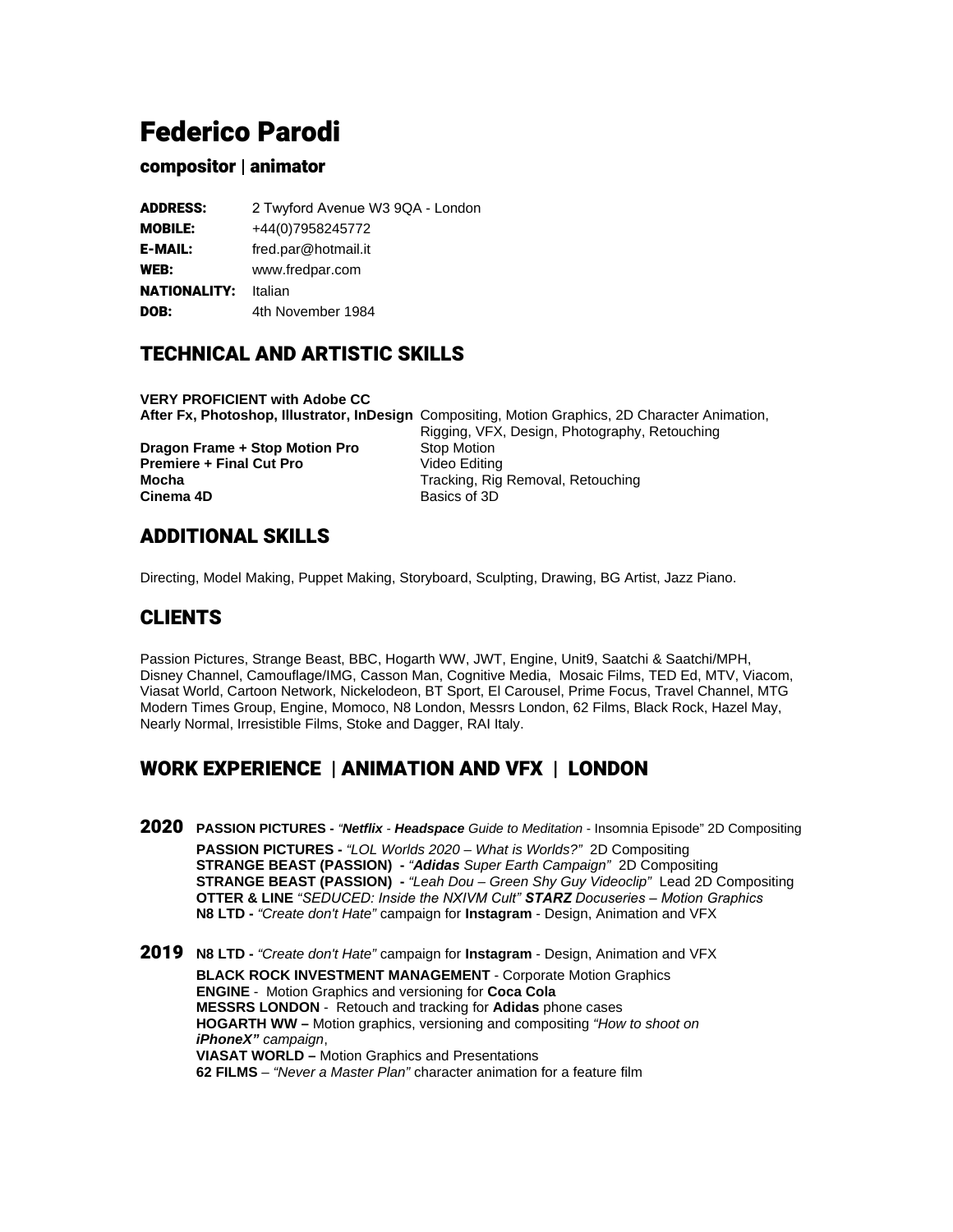# Federico Parodi

## compositor | animator

**ADDRESS:** 2 Twyford Avenue W3 9QA - London
**MOBILE:** +44(0)7958245772
**E-MAIL:** fred.par@hotmail.it
**WEB:** www.fredpar.com
**NATIONALITY:** Italian
**DOB:** 4th November 1984

## TECHNICAL AND ARTISTIC SKILLS

**VERY PROFICIENT with Adobe CC**

| | |
|---|---|
| **After Fx, Photoshop, Illustrator, InDesign** | Compositing, Motion Graphics, 2D Character Animation, Rigging, VFX, Design, Photography, Retouching |
| **Dragon Frame + Stop Motion Pro** | Stop Motion |
| **Premiere + Final Cut Pro** | Video Editing |
| **Mocha** | Tracking, Rig Removal, Retouching |
| **Cinema 4D** | Basics of 3D |

## ADDITIONAL SKILLS

Directing, Model Making, Puppet Making, Storyboard, Sculpting, Drawing, BG Artist, Jazz Piano.

## CLIENTS

Passion Pictures, Strange Beast, BBC, Hogarth WW, JWT, Engine, Unit9, Saatchi & Saatchi/MPH, Disney Channel, Camouflage/IMG, Casson Man, Cognitive Media, Mosaic Films, TED Ed, MTV, Viacom, Viasat World, Cartoon Network, Nickelodeon, BT Sport, El Carousel, Prime Focus, Travel Channel, MTG Modern Times Group, Engine, Momoco, N8 London, Messrs London, 62 Films, Black Rock, Hazel May, Nearly Normal, Irresistible Films, Stoke and Dagger, RAI Italy.

## WORK EXPERIENCE | ANIMATION AND VFX | LONDON

**2020**

**PASSION PICTURES -** *"**Netflix** - **Headspace** Guide to Meditation* - Insomnia Episode" 2D Compositing
**PASSION PICTURES -** *"LOL Worlds 2020 – What is Worlds?"* 2D Compositing
**STRANGE BEAST (PASSION) -** *"**Adidas** Super Earth Campaign"* 2D Compositing
**STRANGE BEAST (PASSION) -** *"Leah Dou – Green Shy Guy Videoclip"* Lead 2D Compositing
**OTTER & LINE** *"SEDUCED: Inside the NXIVM Cult" **STARZ** Docuseries – Motion Graphics*
**N8 LTD -** *"Create don't Hate"* campaign for **Instagram** - Design, Animation and VFX

**2019**

**N8 LTD -** *"Create don't Hate"* campaign for **Instagram** - Design, Animation and VFX
**BLACK ROCK INVESTMENT MANAGEMENT** - Corporate Motion Graphics
**ENGINE** - Motion Graphics and versioning for **Coca Cola**
**MESSRS LONDON** - Retouch and tracking for **Adidas** phone cases
**HOGARTH WW –** Motion graphics, versioning and compositing *"How to shoot on **iPhoneX"** campaign*,
**VIASAT WORLD –** Motion Graphics and Presentations
**62 FILMS** – *"Never a Master Plan"* character animation for a feature film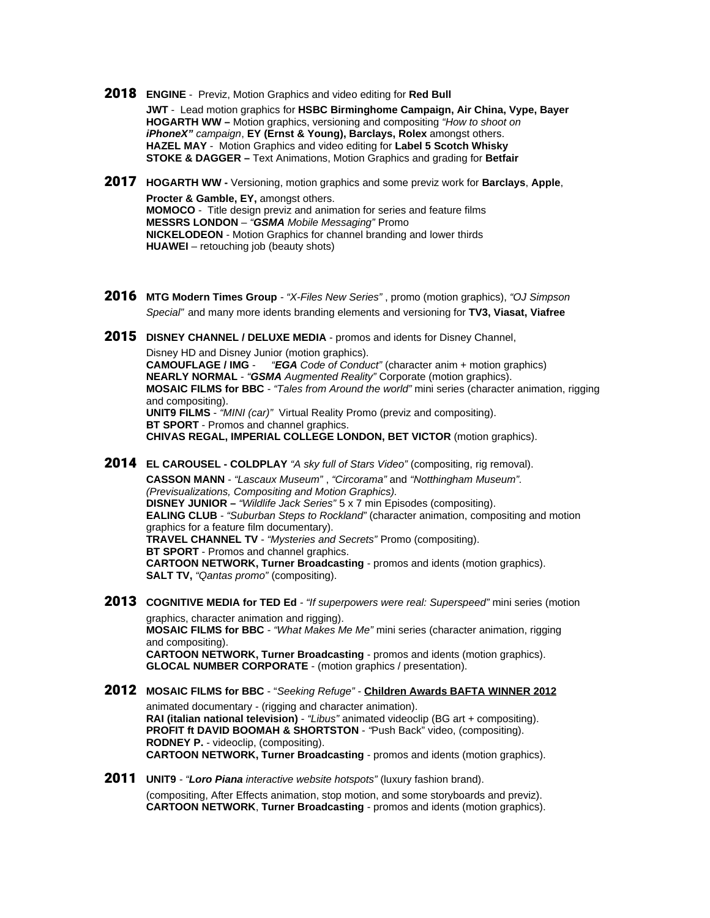**2018** **ENGINE** - Previz, Motion Graphics and video editing for **Red Bull**
**JWT** - Lead motion graphics for **HSBC Birminghome Campaign, Air China, Vype, Bayer**
**HOGARTH WW –** Motion graphics, versioning and compositing *"How to shoot on **iPhoneX"** campaign*, **EY (Ernst & Young), Barclays, Rolex** amongst others.
**HAZEL MAY** - Motion Graphics and video editing for **Label 5 Scotch Whisky**
**STOKE & DAGGER –** Text Animations, Motion Graphics and grading for **Betfair**

**2017** **HOGARTH WW -** Versioning, motion graphics and some previz work for **Barclays**, **Apple**, **Procter & Gamble, EY,** amongst others.
**MOMOCO** - Title design previz and animation for series and feature films
**MESSRS LONDON** – *"**GSMA** Mobile Messaging"* Promo
**NICKELODEON** - Motion Graphics for channel branding and lower thirds
**HUAWEI** – retouching job (beauty shots)

**2016** **MTG Modern Times Group** - *"X-Files New Series"* , promo (motion graphics), *"OJ Simpson Special"* and many more idents branding elements and versioning for **TV3, Viasat, Viafree**

**2015** **DISNEY CHANNEL / DELUXE MEDIA** - promos and idents for Disney Channel, Disney HD and Disney Junior (motion graphics).
**CAMOUFLAGE / IMG** - *"**EGA** Code of Conduct"* (character anim + motion graphics)
**NEARLY NORMAL** - *"**GSMA** Augmented Reality"* Corporate (motion graphics).
**MOSAIC FILMS for BBC** - *"Tales from Around the world"* mini series (character animation, rigging and compositing).
**UNIT9 FILMS** - *"MINI (car)"* Virtual Reality Promo (previz and compositing).
**BT SPORT** - Promos and channel graphics.
**CHIVAS REGAL, IMPERIAL COLLEGE LONDON, BET VICTOR** (motion graphics).

**2014** **EL CAROUSEL - COLDPLAY** *"A sky full of Stars Video"* (compositing, rig removal).
**CASSON MANN** - *"Lascaux Museum"* , *"Circorama"* and *"Notthingham Museum"*. *(Previsualizations, Compositing and Motion Graphics).*
**DISNEY JUNIOR –** *"Wildlife Jack Series"* 5 x 7 min Episodes (compositing).
**EALING CLUB** - *"Suburban Steps to Rockland"* (character animation, compositing and motion graphics for a feature film documentary).
**TRAVEL CHANNEL TV** - *"Mysteries and Secrets"* Promo (compositing).
**BT SPORT** - Promos and channel graphics.
**CARTOON NETWORK, Turner Broadcasting** - promos and idents (motion graphics).
**SALT TV,** *"Qantas promo"* (compositing).

**2013** **COGNITIVE MEDIA for TED Ed** - *"If superpowers were real: Superspeed"* mini series (motion graphics, character animation and rigging).
**MOSAIC FILMS for BBC** - *"What Makes Me Me"* mini series (character animation, rigging and compositing).
**CARTOON NETWORK, Turner Broadcasting** - promos and idents (motion graphics).
**GLOCAL NUMBER CORPORATE** - (motion graphics / presentation).

**2012** **MOSAIC FILMS for BBC** - "*Seeking Refuge"* - **Children Awards BAFTA WINNER 2012** animated documentary - (rigging and character animation).
**RAI (italian national television)** - *"Libus"* animated videoclip (BG art + compositing).
**PROFIT ft DAVID BOOMAH & SHORTSTON** - *"*Push Back" video, (compositing).
**RODNEY P.** - videoclip, (compositing).
**CARTOON NETWORK, Turner Broadcasting** - promos and idents (motion graphics).

**2011** **UNIT9** - *"**Loro Piana** interactive website hotspots"* (luxury fashion brand). (compositing, After Effects animation, stop motion, and some storyboards and previz).
**CARTOON NETWORK**, **Turner Broadcasting** - promos and idents (motion graphics).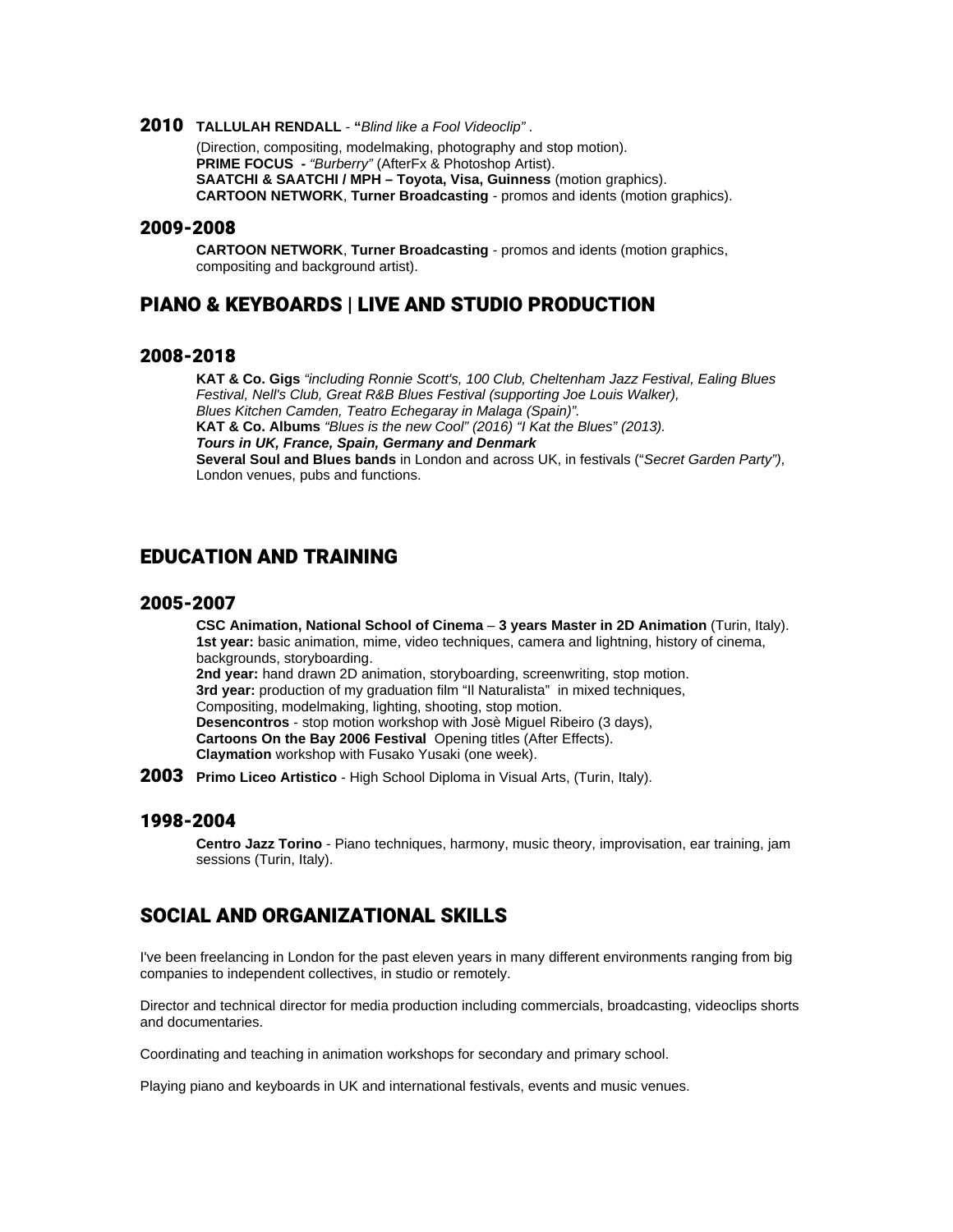**2010** **TALLULAH RENDALL** - **"***Blind like a Fool Videoclip"* .

(Direction, compositing, modelmaking, photography and stop motion).
**PRIME FOCUS -** *"Burberry"* (AfterFx & Photoshop Artist).
**SAATCHI & SAATCHI / MPH – Toyota, Visa, Guinness** (motion graphics).
**CARTOON NETWORK**, **Turner Broadcasting** - promos and idents (motion graphics).

### 2009-2008

**CARTOON NETWORK**, **Turner Broadcasting** - promos and idents (motion graphics, compositing and background artist).

## PIANO & KEYBOARDS | LIVE AND STUDIO PRODUCTION

### 2008-2018

**KAT & Co. Gigs** *"including Ronnie Scott's, 100 Club, Cheltenham Jazz Festival, Ealing Blues Festival, Nell's Club, Great R&B Blues Festival (supporting Joe Louis Walker), Blues Kitchen Camden, Teatro Echegaray in Malaga (Spain)".*
**KAT & Co. Albums** *"Blues is the new Cool" (2016) "I Kat the Blues" (2013).*
***Tours in UK, France, Spain, Germany and Denmark***
**Several Soul and Blues bands** in London and across UK, in festivals ("*Secret Garden Party")*, London venues, pubs and functions.

## EDUCATION AND TRAINING

### 2005-2007

**CSC Animation, National School of Cinema** – **3 years Master in 2D Animation** (Turin, Italy).
**1st year:** basic animation, mime, video techniques, camera and lightning, history of cinema, backgrounds, storyboarding.
**2nd year:** hand drawn 2D animation, storyboarding, screenwriting, stop motion.
**3rd year:** production of my graduation film "Il Naturalista" in mixed techniques, Compositing, modelmaking, lighting, shooting, stop motion.
**Desencontros** - stop motion workshop with Josè Miguel Ribeiro (3 days),
**Cartoons On the Bay 2006 Festival** Opening titles (After Effects).
**Claymation** workshop with Fusako Yusaki (one week).

**2003** **Primo Liceo Artistico** - High School Diploma in Visual Arts, (Turin, Italy).

### 1998-2004

**Centro Jazz Torino** - Piano techniques, harmony, music theory, improvisation, ear training, jam sessions (Turin, Italy).

## SOCIAL AND ORGANIZATIONAL SKILLS

I've been freelancing in London for the past eleven years in many different environments ranging from big companies to independent collectives, in studio or remotely.

Director and technical director for media production including commercials, broadcasting, videoclips shorts and documentaries.

Coordinating and teaching in animation workshops for secondary and primary school.

Playing piano and keyboards in UK and international festivals, events and music venues.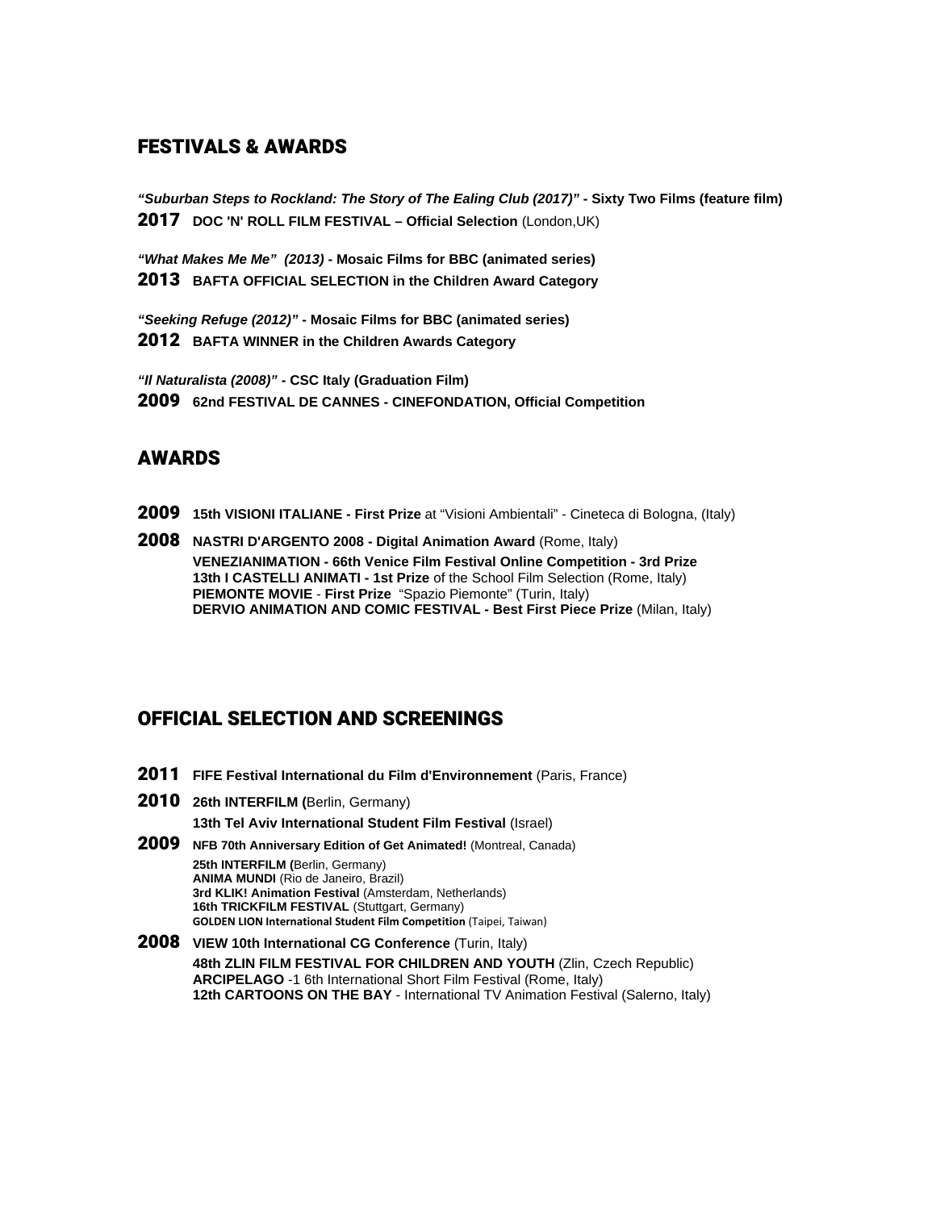## FESTIVALS & AWARDS

***"Suburban Steps to Rockland: The Story of The Ealing Club (2017)"* - Sixty Two Films (feature film)**

**2017** **DOC 'N' ROLL FILM FESTIVAL – Official Selection** (London,UK)

***"What Makes Me Me" (2013)* - Mosaic Films for BBC (animated series)**

**2013** **BAFTA OFFICIAL SELECTION in the Children Award Category**

***"Seeking Refuge (2012)"* - Mosaic Films for BBC (animated series)**

**2012** **BAFTA WINNER in the Children Awards Category**

***"Il Naturalista (2008)"* - CSC Italy (Graduation Film)**

**2009** **62nd FESTIVAL DE CANNES - CINEFONDATION, Official Competition**

## AWARDS

**2009** **15th VISIONI ITALIANE - First Prize** at "Visioni Ambientali" - Cineteca di Bologna, (Italy)

**2008** **NASTRI D'ARGENTO 2008 - Digital Animation Award** (Rome, Italy)
**VENEZIANIMATION - 66th Venice Film Festival Online Competition - 3rd Prize**
**13th I CASTELLI ANIMATI - 1st Prize** of the School Film Selection (Rome, Italy)
**PIEMONTE MOVIE** - **First Prize** "Spazio Piemonte" (Turin, Italy)
**DERVIO ANIMATION AND COMIC FESTIVAL - Best First Piece Prize** (Milan, Italy)

## OFFICIAL SELECTION AND SCREENINGS

**2011** **FIFE Festival International du Film d'Environnement** (Paris, France)

**2010** **26th INTERFILM (**Berlin, Germany)
**13th Tel Aviv International Student Film Festival** (Israel)

**2009** **NFB 70th Anniversary Edition of Get Animated!** (Montreal, Canada)
**25th INTERFILM (**Berlin, Germany)
**ANIMA MUNDI** (Rio de Janeiro, Brazil)
**3rd KLIK! Animation Festival** (Amsterdam, Netherlands)
**16th TRICKFILM FESTIVAL** (Stuttgart, Germany)
**GOLDEN LION International Student Film Competition** (Taipei, Taiwan)

**2008** **VIEW 10th International CG Conference** (Turin, Italy)
**48th ZLIN FILM FESTIVAL FOR CHILDREN AND YOUTH** (Zlin, Czech Republic)
**ARCIPELAGO** -1 6th International Short Film Festival (Rome, Italy)
**12th CARTOONS ON THE BAY** - International TV Animation Festival (Salerno, Italy)